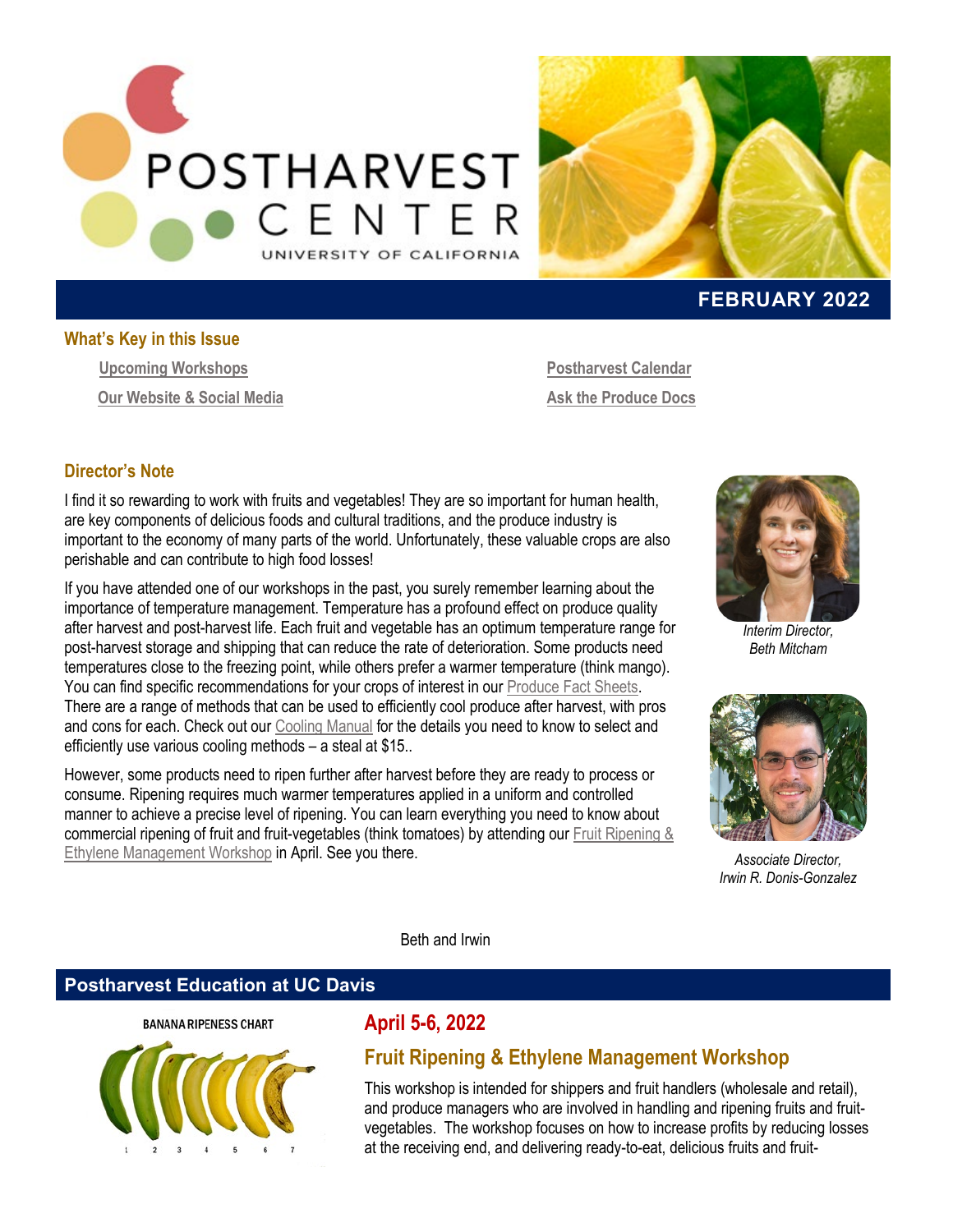# POSTHARVEST CENTER

UNIVERSITY OF CALIFORNIA

**FEBRUARY 2022**

## What's Key in this Issue

- Upcoming Workshops
- Our Website & Social Media
- Postharvest Calendar
- Ask the Produce Docs

## Director's Note

I find it so rewarding to work with fruits and vegetables! They are so important for human health, are key components of delicious foods and cultural traditions, and the produce industry is important to the economy of many parts of the world. Unfortunately, these valuable crops are also perishable and can contribute to high food losses!

If you have attended one of our workshops in the past, you surely remember learning about the importance of temperature management. Temperature has a profound effect on produce quality after harvest and post-harvest life. Each fruit and vegetable has an optimum temperature range for post-harvest storage and shipping that can reduce the rate of deterioration. Some products need temperatures close to the freezing point, while others prefer a warmer temperature (think mango). You can find specific recommendations for your crops of interest in our Produce Fact Sheets. There are a range of methods that can be used to efficiently cool produce after harvest, with pros and cons for each. Check out our Cooling Manual for the details you need to know to select and efficiently use various cooling methods – a steal at $15..

However, some products need to ripen further after harvest before they are ready to process or consume. Ripening requires much warmer temperatures applied in a uniform and controlled manner to achieve a precise level of ripening. You can learn everything you need to know about commercial ripening of fruit and fruit-vegetables (think tomatoes) by attending our Fruit Ripening & Ethylene Management Workshop in April. See you there.

*Interim Director, Beth Mitcham*

*Associate Director, Irwin R. Donis-Gonzalez*

Beth and Irwin

## Postharvest Education at UC Davis

BANANA RIPENESS CHART

1 2 3 4 5 6 7

### April 5-6, 2022

### Fruit Ripening & Ethylene Management Workshop

This workshop is intended for shippers and fruit handlers (wholesale and retail), and produce managers who are involved in handling and ripening fruits and fruit-vegetables. The workshop focuses on how to increase profits by reducing losses at the receiving end, and delivering ready-to-eat, delicious fruits and fruit-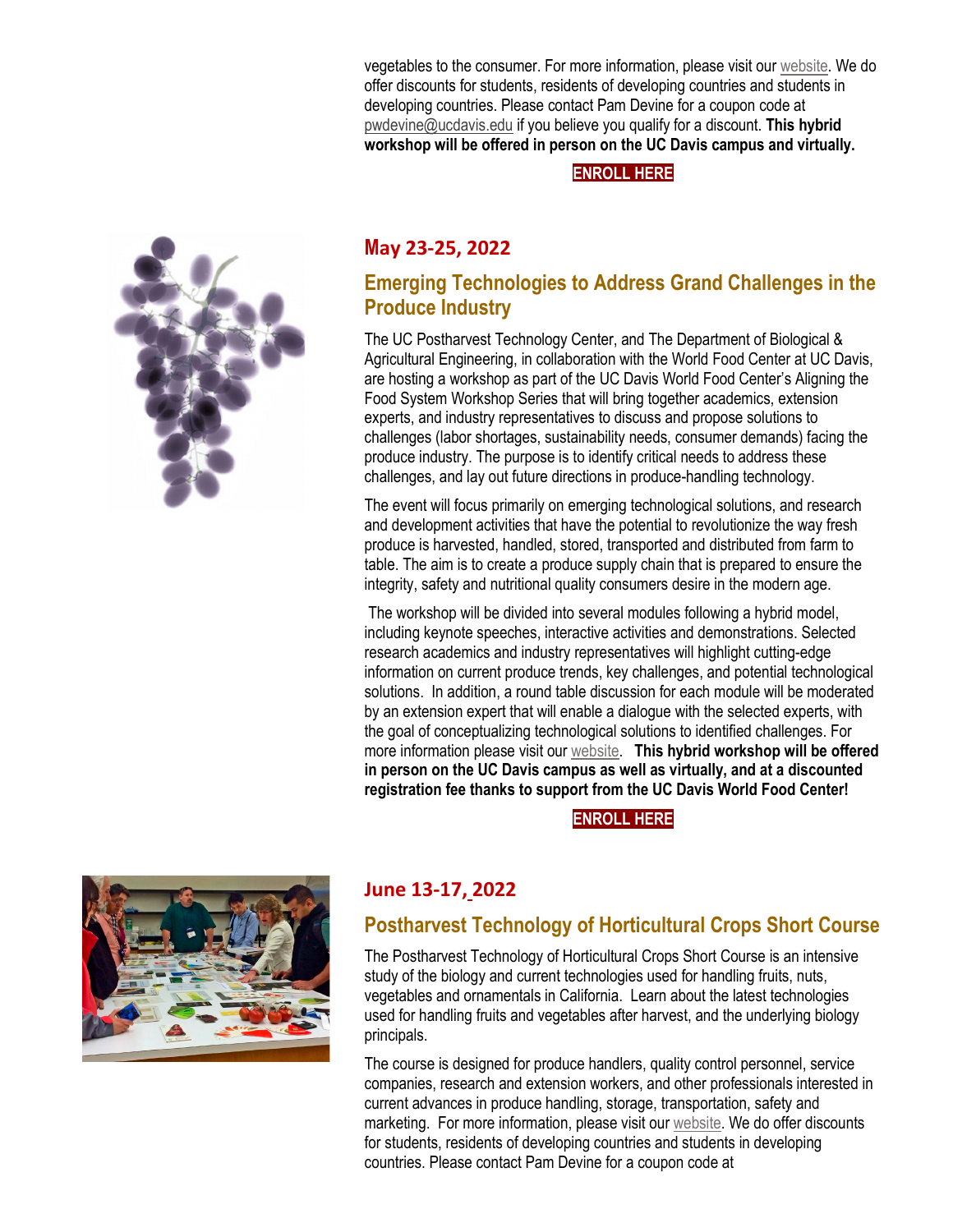vegetables to the consumer. For more information, please visit our website. We do offer discounts for students, residents of developing countries and students in developing countries. Please contact Pam Devine for a coupon code at pwdevine@ucdavis.edu if you believe you qualify for a discount. **This hybrid workshop will be offered in person on the UC Davis campus and virtually.**

**ENROLL HERE**

## May 23-25, 2022

## Emerging Technologies to Address Grand Challenges in the Produce Industry

The UC Postharvest Technology Center, and The Department of Biological & Agricultural Engineering, in collaboration with the World Food Center at UC Davis, are hosting a workshop as part of the UC Davis World Food Center's Aligning the Food System Workshop Series that will bring together academics, extension experts, and industry representatives to discuss and propose solutions to challenges (labor shortages, sustainability needs, consumer demands) facing the produce industry. The purpose is to identify critical needs to address these challenges, and lay out future directions in produce-handling technology.

The event will focus primarily on emerging technological solutions, and research and development activities that have the potential to revolutionize the way fresh produce is harvested, handled, stored, transported and distributed from farm to table. The aim is to create a produce supply chain that is prepared to ensure the integrity, safety and nutritional quality consumers desire in the modern age.

The workshop will be divided into several modules following a hybrid model, including keynote speeches, interactive activities and demonstrations. Selected research academics and industry representatives will highlight cutting-edge information on current produce trends, key challenges, and potential technological solutions. In addition, a round table discussion for each module will be moderated by an extension expert that will enable a dialogue with the selected experts, with the goal of conceptualizing technological solutions to identified challenges. For more information please visit our website. **This hybrid workshop will be offered in person on the UC Davis campus as well as virtually, and at a discounted registration fee thanks to support from the UC Davis World Food Center!**

**ENROLL HERE**

## June 13-17, 2022

## Postharvest Technology of Horticultural Crops Short Course

The Postharvest Technology of Horticultural Crops Short Course is an intensive study of the biology and current technologies used for handling fruits, nuts, vegetables and ornamentals in California. Learn about the latest technologies used for handling fruits and vegetables after harvest, and the underlying biology principals.

The course is designed for produce handlers, quality control personnel, service companies, research and extension workers, and other professionals interested in current advances in produce handling, storage, transportation, safety and marketing. For more information, please visit our website. We do offer discounts for students, residents of developing countries and students in developing countries. Please contact Pam Devine for a coupon code at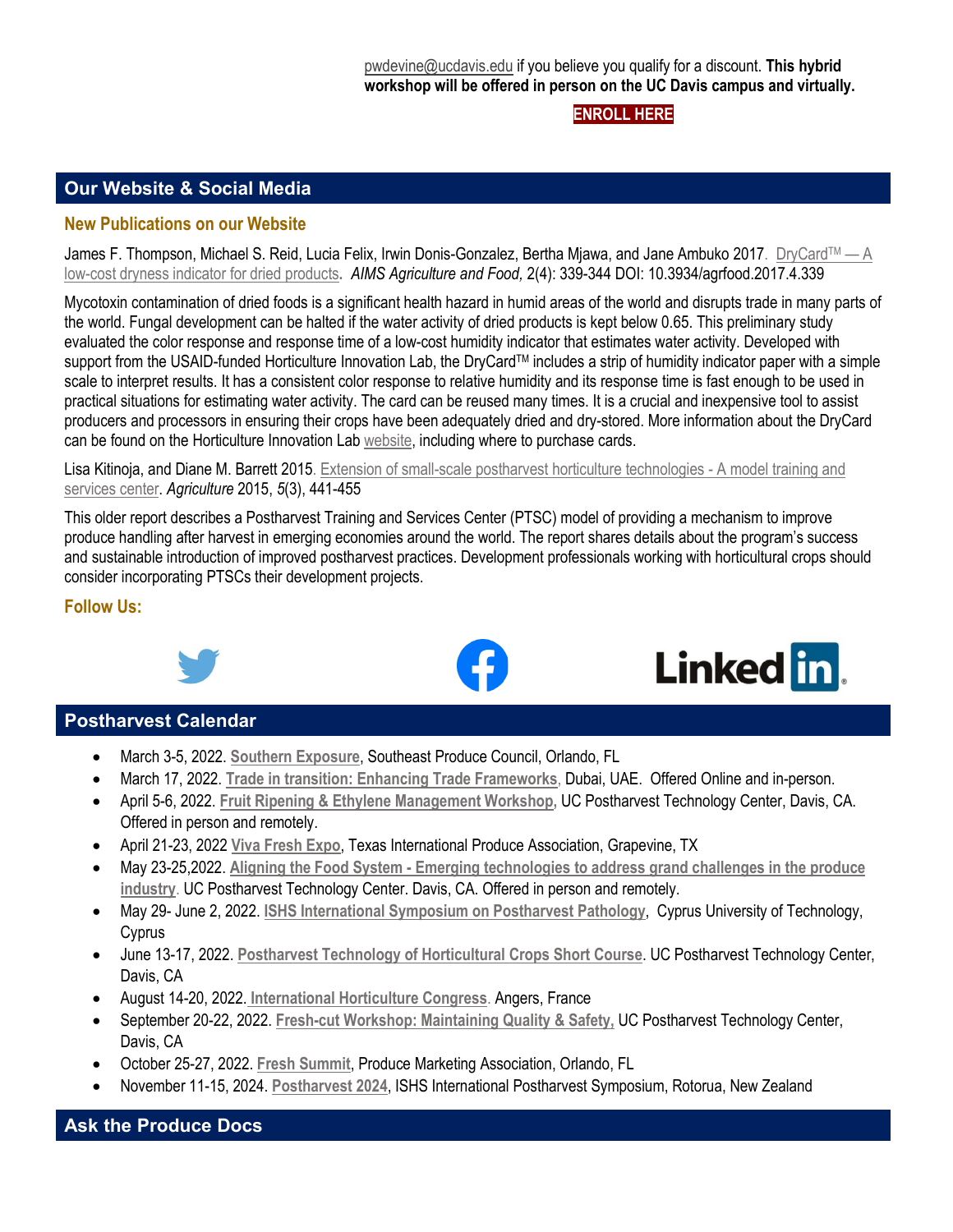pwdevine@ucdavis.edu if you believe you qualify for a discount. **This hybrid workshop will be offered in person on the UC Davis campus and virtually.**

**ENROLL HERE**

## Our Website & Social Media

### New Publications on our Website

James F. Thompson, Michael S. Reid, Lucia Felix, Irwin Donis-Gonzalez, Bertha Mjawa, and Jane Ambuko 2017. DryCard™ — A low-cost dryness indicator for dried products. *AIMS Agriculture and Food,* 2(4): 339-344 DOI: 10.3934/agrfood.2017.4.339

Mycotoxin contamination of dried foods is a significant health hazard in humid areas of the world and disrupts trade in many parts of the world. Fungal development can be halted if the water activity of dried products is kept below 0.65. This preliminary study evaluated the color response and response time of a low-cost humidity indicator that estimates water activity. Developed with support from the USAID-funded Horticulture Innovation Lab, the DryCard™ includes a strip of humidity indicator paper with a simple scale to interpret results. It has a consistent color response to relative humidity and its response time is fast enough to be used in practical situations for estimating water activity. The card can be reused many times. It is a crucial and inexpensive tool to assist producers and processors in ensuring their crops have been adequately dried and dry-stored. More information about the DryCard can be found on the Horticulture Innovation Lab website, including where to purchase cards.

Lisa Kitinoja, and Diane M. Barrett 2015. Extension of small-scale postharvest horticulture technologies - A model training and services center. *Agriculture* 2015, *5*(3), 441-455

This older report describes a Postharvest Training and Services Center (PTSC) model of providing a mechanism to improve produce handling after harvest in emerging economies around the world. The report shares details about the program's success and sustainable introduction of improved postharvest practices. Development professionals working with horticultural crops should consider incorporating PTSCs their development projects.

### Follow Us:

## Postharvest Calendar

- March 3-5, 2022. **Southern Exposure**, Southeast Produce Council, Orlando, FL
- March 17, 2022. **Trade in transition: Enhancing Trade Frameworks**, Dubai, UAE. Offered Online and in-person.
- April 5-6, 2022. **Fruit Ripening & Ethylene Management Workshop**, UC Postharvest Technology Center, Davis, CA. Offered in person and remotely.
- April 21-23, 2022 **Viva Fresh Expo**, Texas International Produce Association, Grapevine, TX
- May 23-25,2022. **Aligning the Food System - Emerging technologies to address grand challenges in the produce industry**. UC Postharvest Technology Center. Davis, CA. Offered in person and remotely.
- May 29- June 2, 2022. **ISHS International Symposium on Postharvest Pathology**, Cyprus University of Technology, Cyprus
- June 13-17, 2022. **Postharvest Technology of Horticultural Crops Short Course**. UC Postharvest Technology Center, Davis, CA
- August 14-20, 2022. **International Horticulture Congress**. Angers, France
- September 20-22, 2022. **Fresh-cut Workshop: Maintaining Quality & Safety,** UC Postharvest Technology Center, Davis, CA
- October 25-27, 2022. **Fresh Summit**, Produce Marketing Association, Orlando, FL
- November 11-15, 2024. **Postharvest 2024**, ISHS International Postharvest Symposium, Rotorua, New Zealand

## Ask the Produce Docs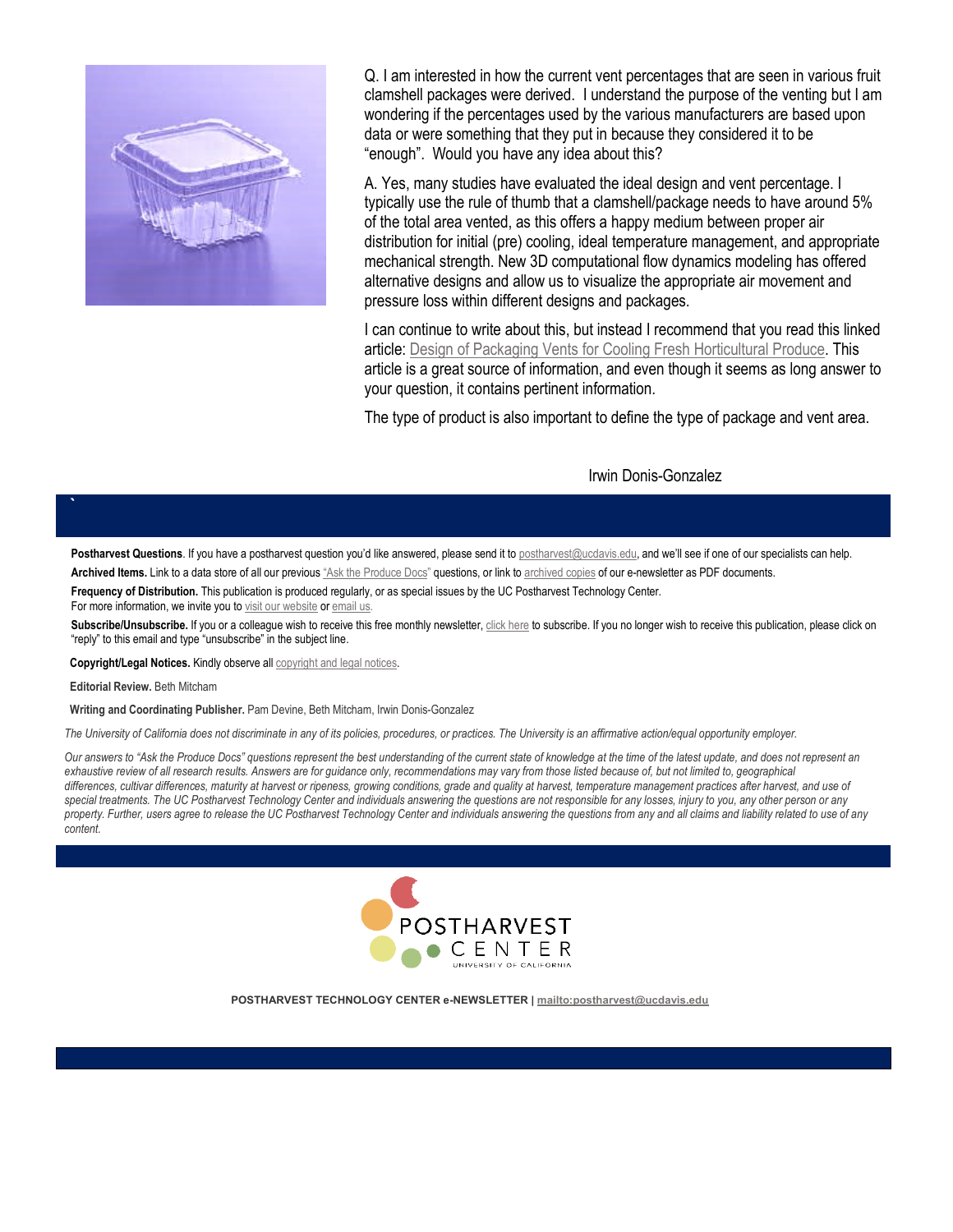Q. I am interested in how the current vent percentages that are seen in various fruit clamshell packages were derived. I understand the purpose of the venting but I am wondering if the percentages used by the various manufacturers are based upon data or were something that they put in because they considered it to be "enough". Would you have any idea about this?

A. Yes, many studies have evaluated the ideal design and vent percentage. I typically use the rule of thumb that a clamshell/package needs to have around 5% of the total area vented, as this offers a happy medium between proper air distribution for initial (pre) cooling, ideal temperature management, and appropriate mechanical strength. New 3D computational flow dynamics modeling has offered alternative designs and allow us to visualize the appropriate air movement and pressure loss within different designs and packages.

I can continue to write about this, but instead I recommend that you read this linked article: Design of Packaging Vents for Cooling Fresh Horticultural Produce. This article is a great source of information, and even though it seems as long answer to your question, it contains pertinent information.

The type of product is also important to define the type of package and vent area.

Irwin Donis-Gonzalez

**Postharvest Questions**. If you have a postharvest question you'd like answered, please send it to postharvest@ucdavis.edu, and we'll see if one of our specialists can help.

**Archived Items.** Link to a data store of all our previous "Ask the Produce Docs" questions, or link to archived copies of our e-newsletter as PDF documents.

**Frequency of Distribution.** This publication is produced regularly, or as special issues by the UC Postharvest Technology Center.
For more information, we invite you to visit our website or email us.

**Subscribe/Unsubscribe.** If you or a colleague wish to receive this free monthly newsletter, click here to subscribe. If you no longer wish to receive this publication, please click on "reply" to this email and type "unsubscribe" in the subject line.

**Copyright/Legal Notices.** Kindly observe all copyright and legal notices.

**Editorial Review.** Beth Mitcham

**Writing and Coordinating Publisher.** Pam Devine, Beth Mitcham, Irwin Donis-Gonzalez

*The University of California does not discriminate in any of its policies, procedures, or practices. The University is an affirmative action/equal opportunity employer.*

*Our answers to "Ask the Produce Docs" questions represent the best understanding of the current state of knowledge at the time of the latest update, and does not represent an exhaustive review of all research results. Answers are for guidance only, recommendations may vary from those listed because of, but not limited to, geographical differences, cultivar differences, maturity at harvest or ripeness, growing conditions, grade and quality at harvest, temperature management practices after harvest, and use of special treatments. The UC Postharvest Technology Center and individuals answering the questions are not responsible for any losses, injury to you, any other person or any property. Further, users agree to release the UC Postharvest Technology Center and individuals answering the questions from any and all claims and liability related to use of any content.*

POSTHARVEST CENTER
UNIVERSITY OF CALIFORNIA

**POSTHARVEST TECHNOLOGY CENTER e-NEWSLETTER | mailto:postharvest@ucdavis.edu**